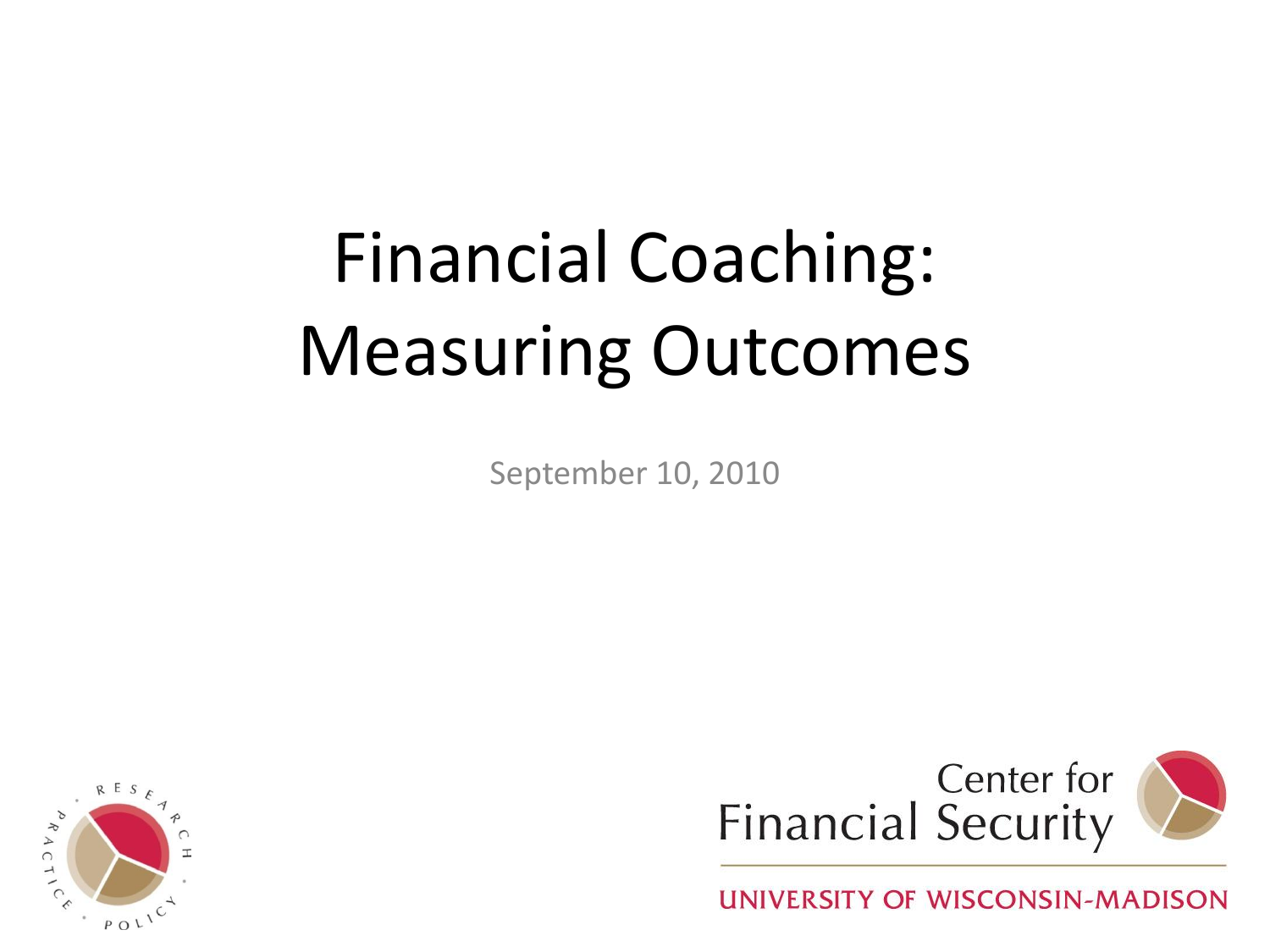# Financial Coaching: Measuring Outcomes

September 10, 2010

Center for Financial Security

UNIVERSITY OF WISCONSIN-MADISON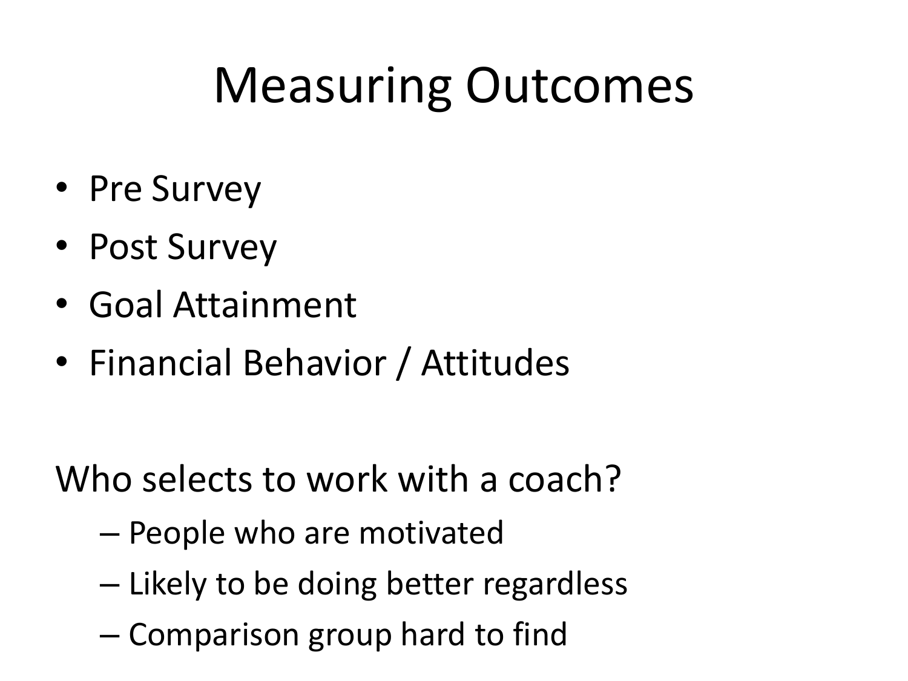# Measuring Outcomes

- Pre Survey
- Post Survey
- Goal Attainment
- Financial Behavior / Attitudes

Who selects to work with a coach?

- People who are motivated
- Likely to be doing better regardless
- Comparison group hard to find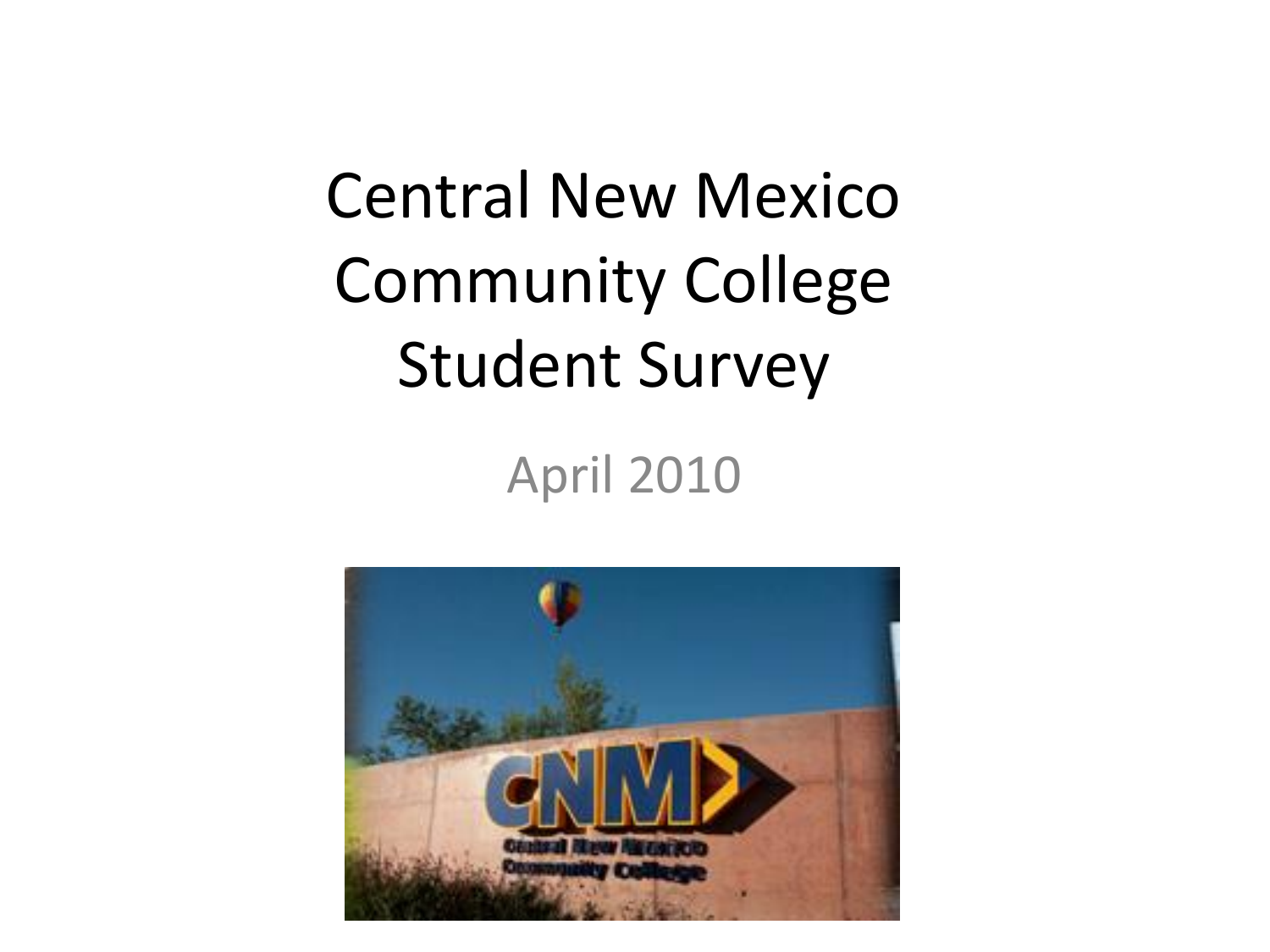# Central New Mexico Community College Student Survey

April 2010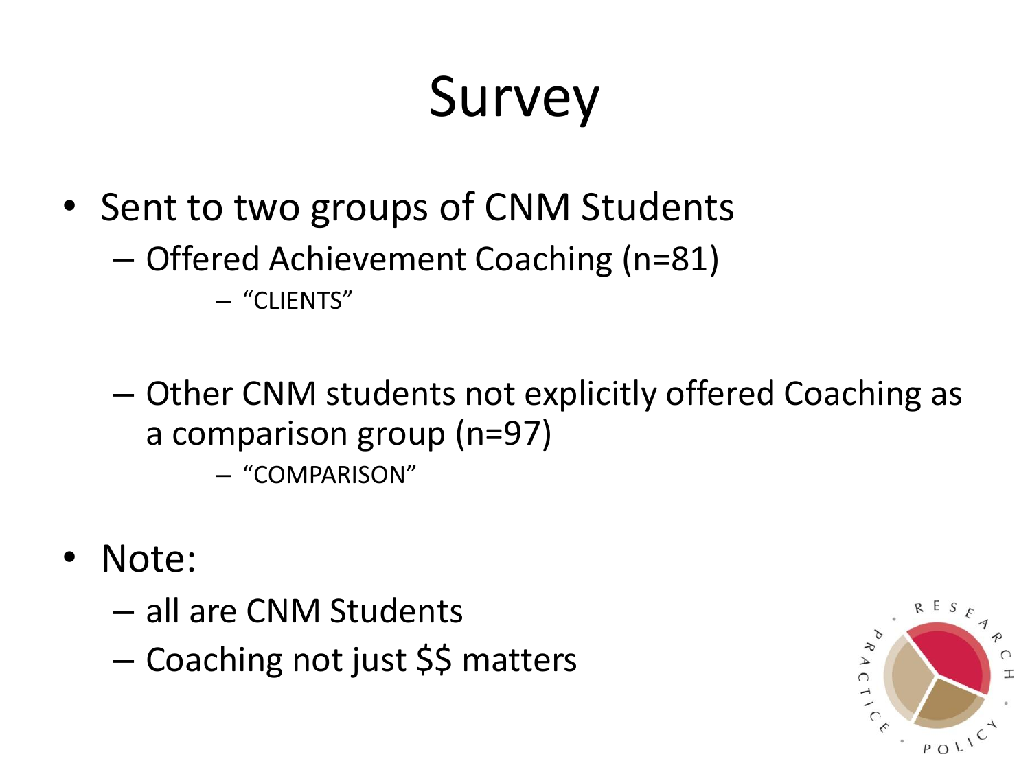# Survey

- Sent to two groups of CNM Students
  - Offered Achievement Coaching (n=81)
    - "CLIENTS"
  - Other CNM students not explicitly offered Coaching as a comparison group (n=97)
    - "COMPARISON"
- Note:
  - all are CNM Students
  - Coaching not just $$ matters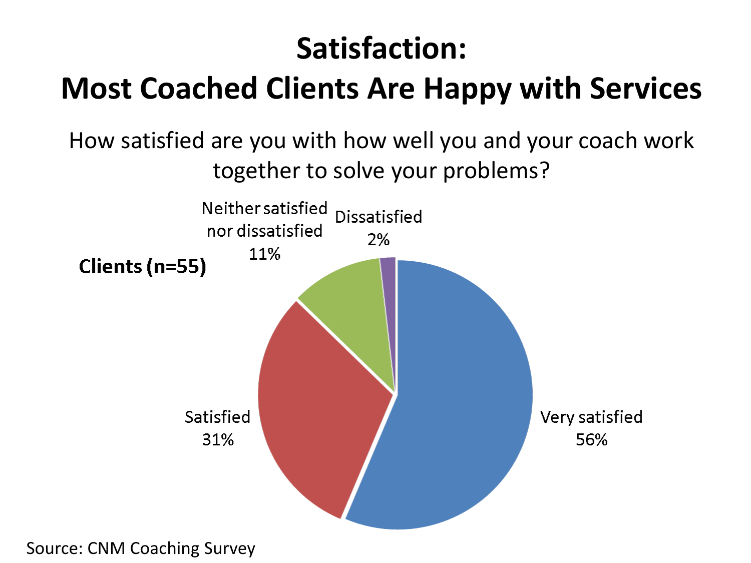# Satisfaction:
# Most Coached Clients Are Happy with Services

How satisfied are you with how well you and your coach work together to solve your problems?

**Clients (n=55)**

| Response | Percent |
| --- | --- |
| Very satisfied | 56% |
| Satisfied | 31% |
| Neither satisfied nor dissatisfied | 11% |
| Dissatisfied | 2% |

Source: CNM Coaching Survey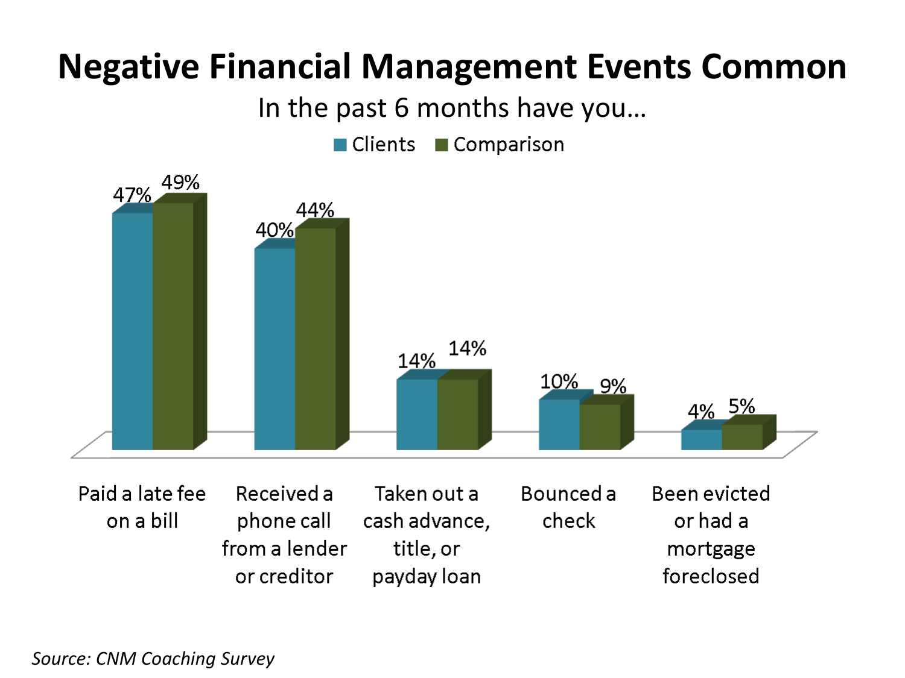# Negative Financial Management Events Common

In the past 6 months have you…

| | Clients | Comparison |
|---|---|---|
| Paid a late fee on a bill | 47% | 49% |
| Received a phone call from a lender or creditor | 40% | 44% |
| Taken out a cash advance, title, or payday loan | 14% | 14% |
| Bounced a check | 10% | 9% |
| Been evicted or had a mortgage foreclosed | 4% | 5% |

*Source: CNM Coaching Survey*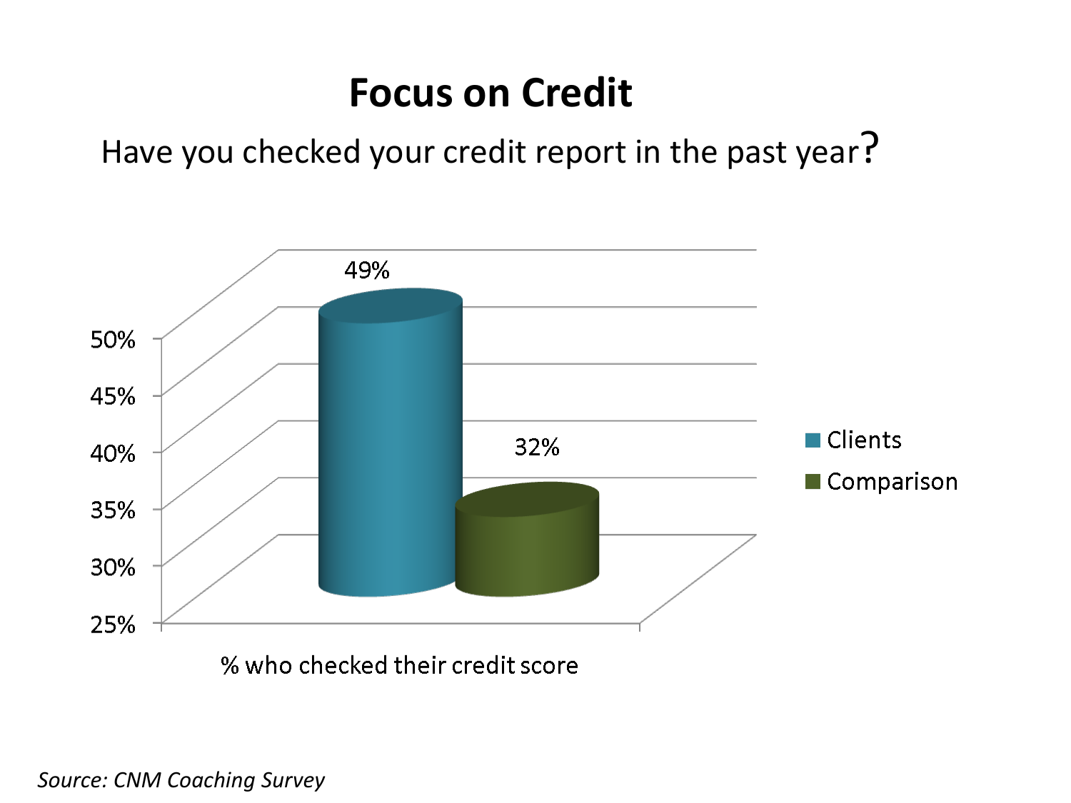# Focus on Credit

Have you checked your credit report in the past year?

| % who checked their credit score | Clients | Comparison |
|---|---|---|
| | 49% | 32% |

*Source: CNM Coaching Survey*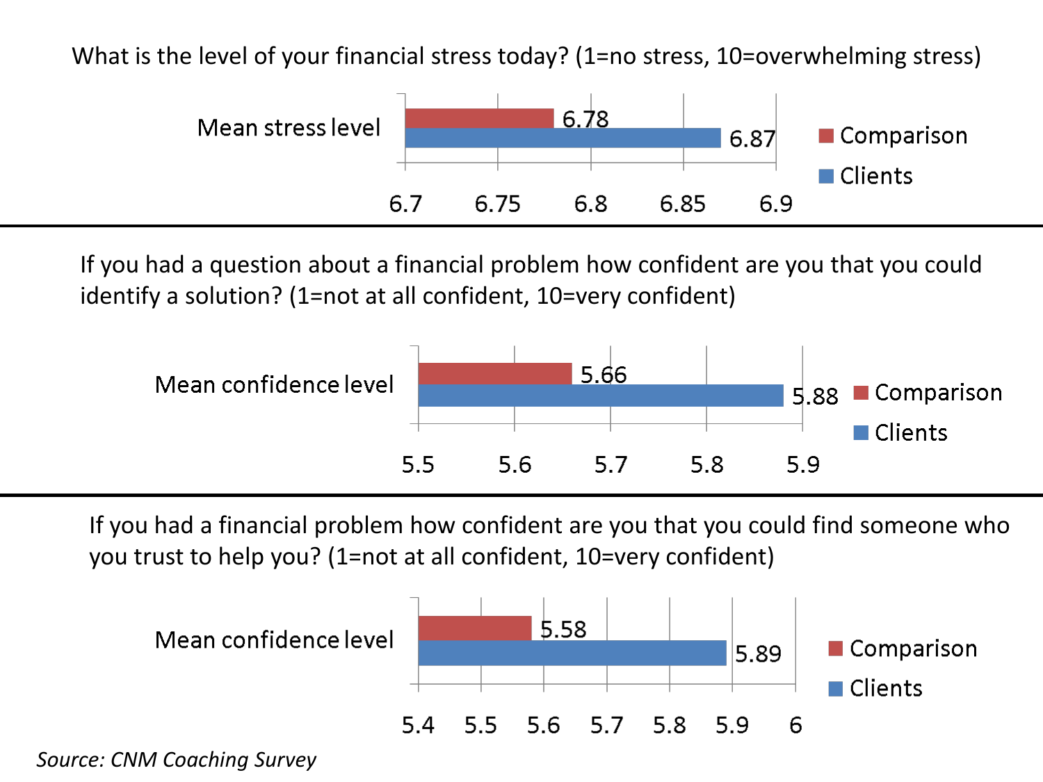What is the level of your financial stress today? (1=no stress, 10=overwhelming stress)

| | Comparison | Clients |
|---|---|---|
| Mean stress level | 6.78 | 6.87 |

If you had a question about a financial problem how confident are you that you could identify a solution? (1=not at all confident, 10=very confident)

| | Comparison | Clients |
|---|---|---|
| Mean confidence level | 5.66 | 5.88 |

If you had a financial problem how confident are you that you could find someone who you trust to help you? (1=not at all confident, 10=very confident)

| | Comparison | Clients |
|---|---|---|
| Mean confidence level | 5.58 | 5.89 |

*Source: CNM Coaching Survey*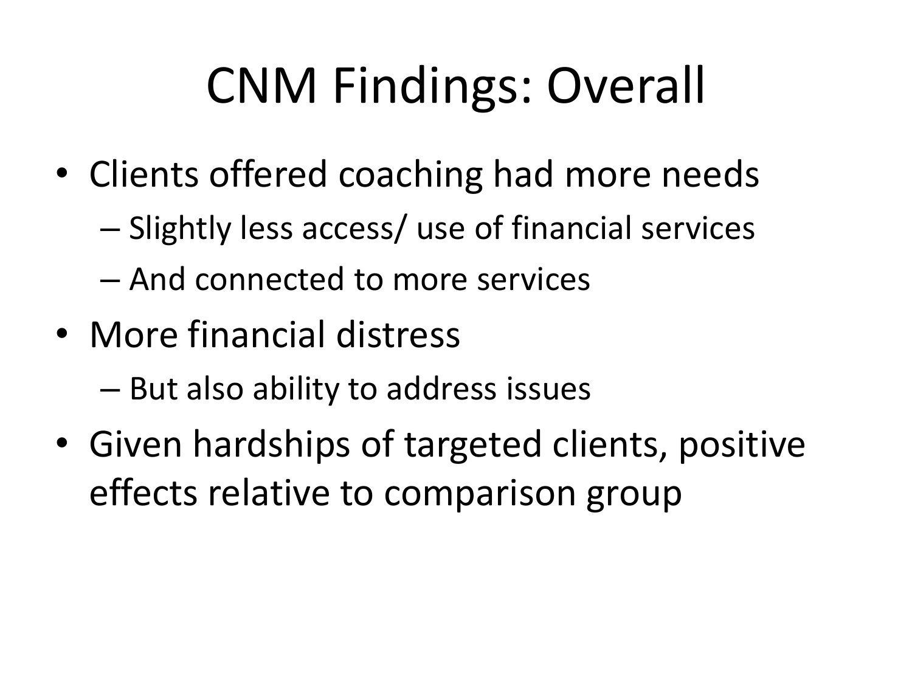# CNM Findings: Overall

- Clients offered coaching had more needs
  - Slightly less access/ use of financial services
  - And connected to more services
- More financial distress
  - But also ability to address issues
- Given hardships of targeted clients, positive effects relative to comparison group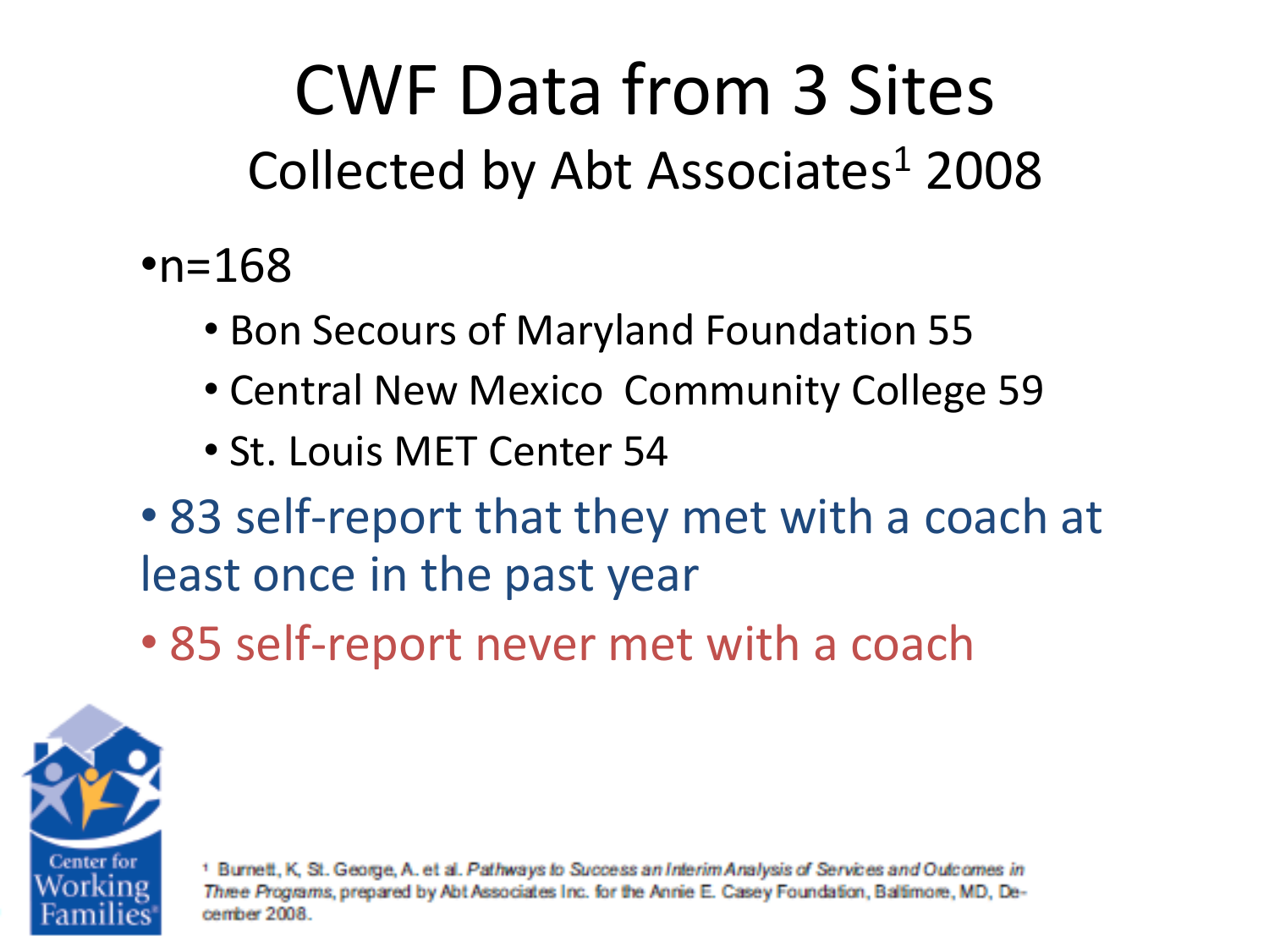# CWF Data from 3 Sites

## Collected by Abt Associates[1] 2008

- n=168
  - Bon Secours of Maryland Foundation 55
  - Central New Mexico Community College 59
  - St. Louis MET Center 54
- 83 self-report that they met with a coach at least once in the past year
- 85 self-report never met with a coach

Center for Working Families

[1] Burnett, K, St. George, A. et al. *Pathways to Success an Interim Analysis of Services and Outcomes in Three Programs*, prepared by Abt Associates Inc. for the Annie E. Casey Foundation, Baltimore, MD, December 2008.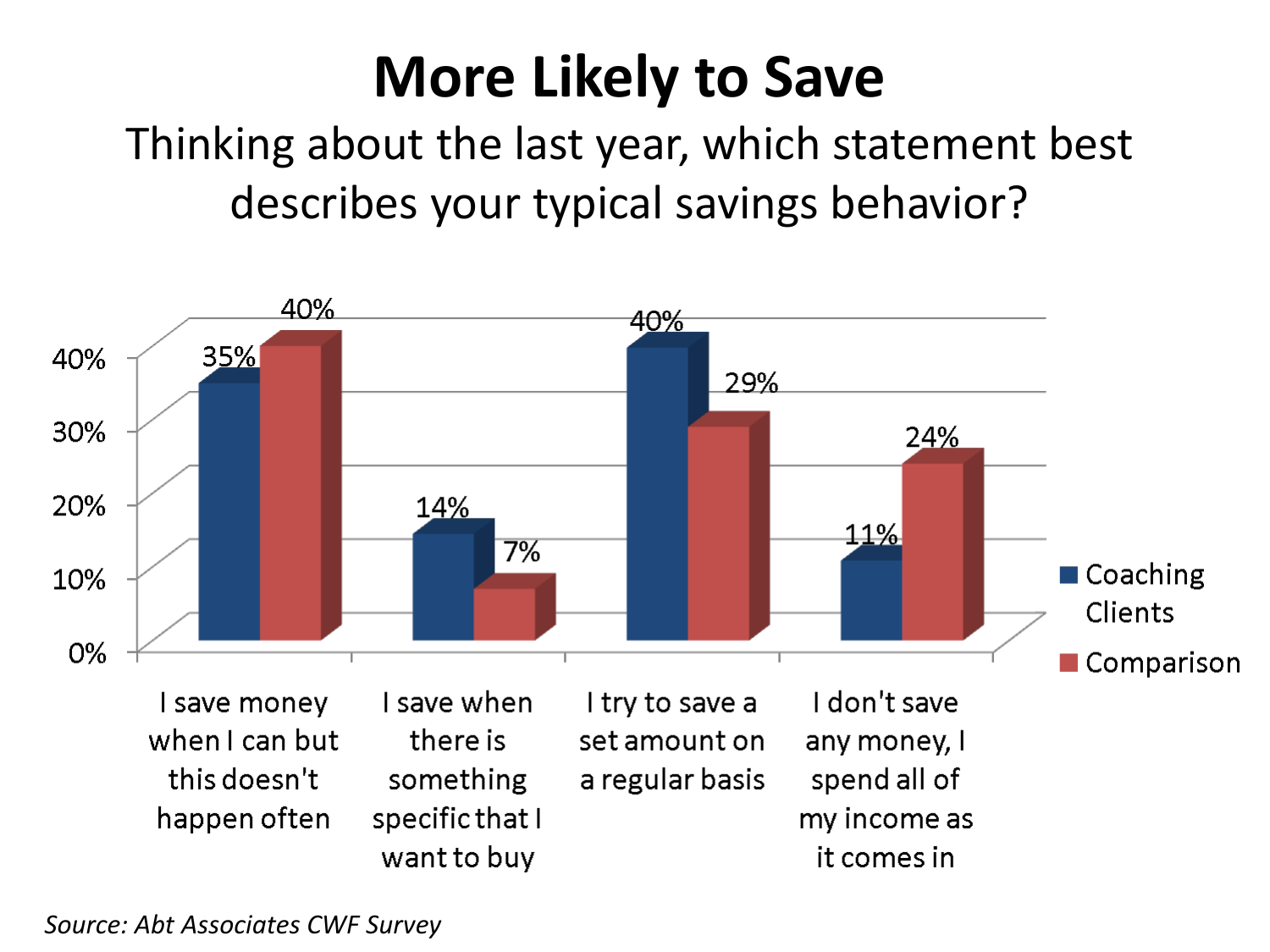# More Likely to Save

Thinking about the last year, which statement best describes your typical savings behavior?

| | Coaching Clients | Comparison |
|---|---|---|
| I save money when I can but this doesn't happen often | 35% | 40% |
| I save when there is something specific that I want to buy | 14% | 7% |
| I try to save a set amount on a regular basis | 40% | 29% |
| I don't save any money, I spend all of my income as it comes in | 11% | 24% |

*Source: Abt Associates CWF Survey*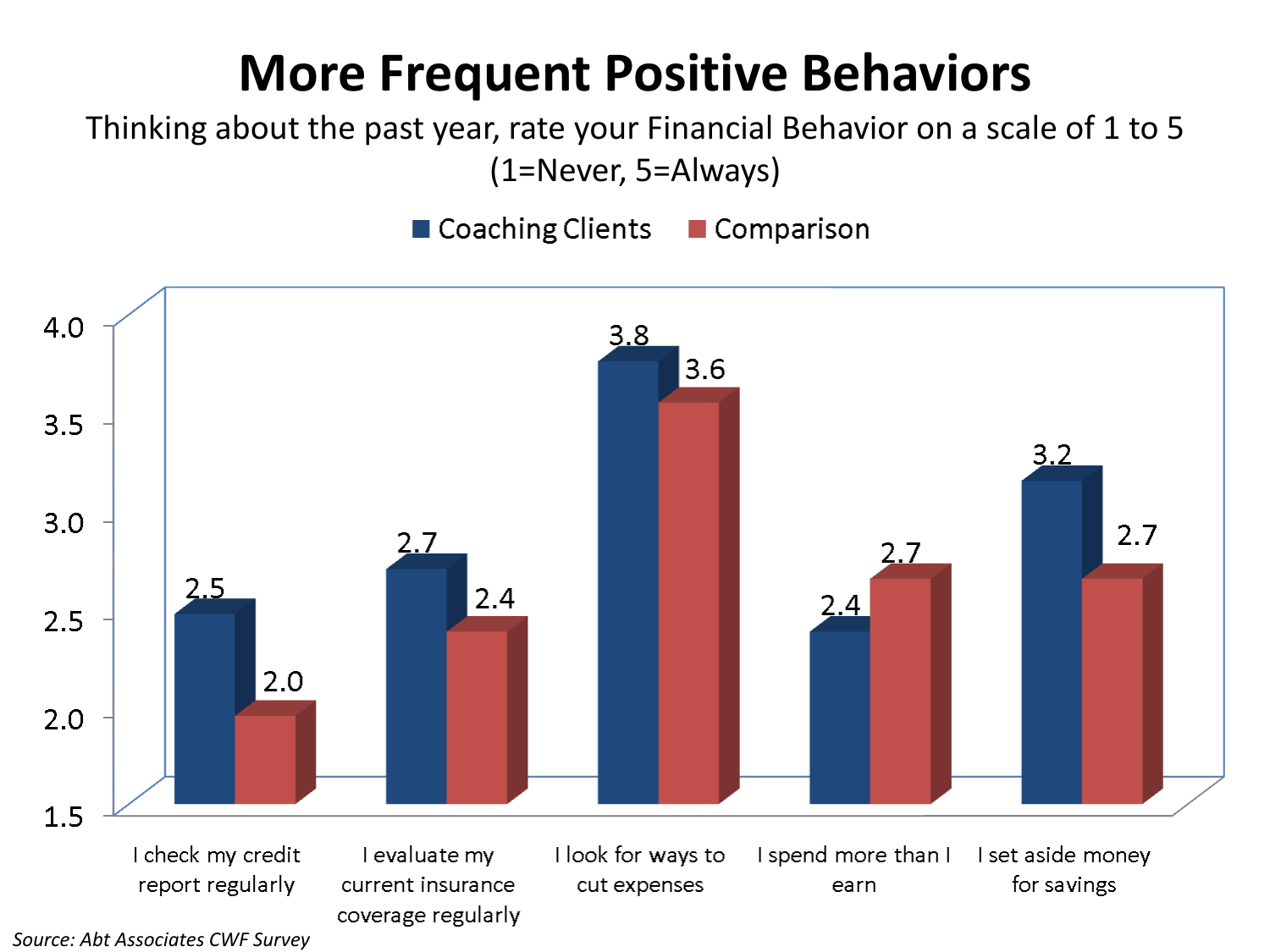# More Frequent Positive Behaviors

Thinking about the past year, rate your Financial Behavior on a scale of 1 to 5 (1=Never, 5=Always)

| | Coaching Clients | Comparison |
|---|---|---|
| I check my credit report regularly | 2.5 | 2.0 |
| I evaluate my current insurance coverage regularly | 2.7 | 2.4 |
| I look for ways to cut expenses | 3.8 | 3.6 |
| I spend more than I earn | 2.4 | 2.7 |
| I set aside money for savings | 3.2 | 2.7 |

*Source: Abt Associates CWF Survey*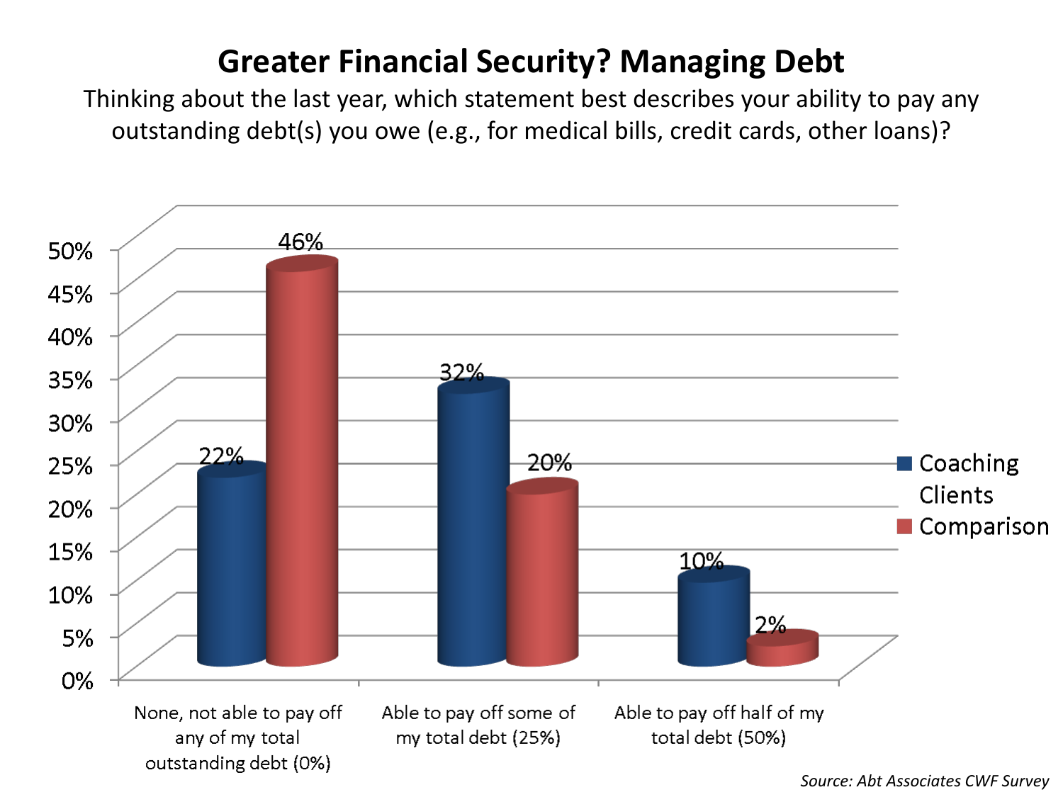# Greater Financial Security? Managing Debt

Thinking about the last year, which statement best describes your ability to pay any outstanding debt(s) you owe (e.g., for medical bills, credit cards, other loans)?

| | Coaching Clients | Comparison |
|---|---|---|
| None, not able to pay off any of my total outstanding debt (0%) | 22% | 46% |
| Able to pay off some of my total debt (25%) | 32% | 20% |
| Able to pay off half of my total debt (50%) | 10% | 2% |

*Source: Abt Associates CWF Survey*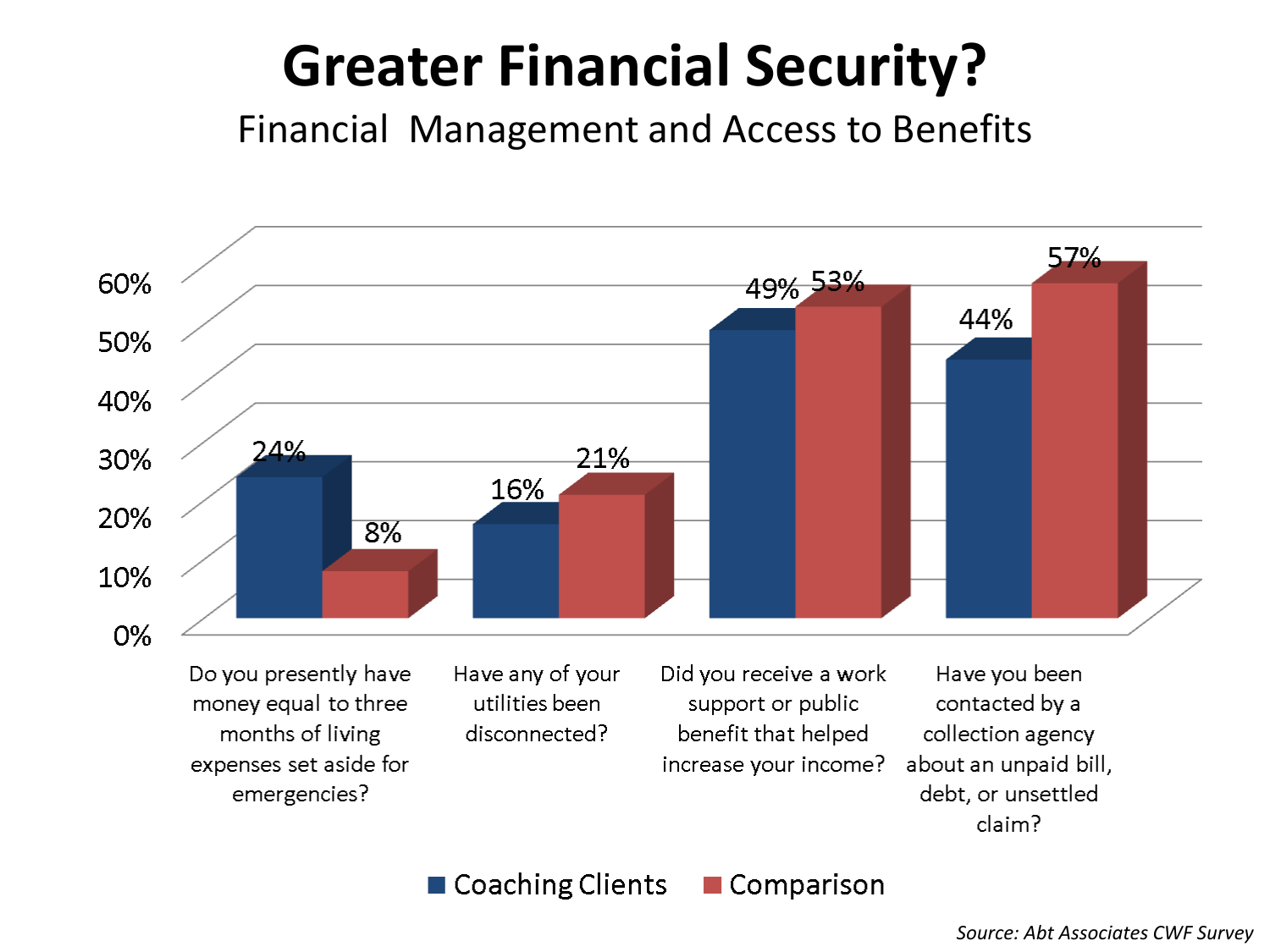# Greater Financial Security?

## Financial Management and Access to Benefits

| | Coaching Clients | Comparison |
|---|---|---|
| Do you presently have money equal to three months of living expenses set aside for emergencies? | 24% | 8% |
| Have any of your utilities been disconnected? | 16% | 21% |
| Did you receive a work support or public benefit that helped increase your income? | 49% | 53% |
| Have you been contacted by a collection agency about an unpaid bill, debt, or unsettled claim? | 44% | 57% |

*Source: Abt Associates CWF Survey*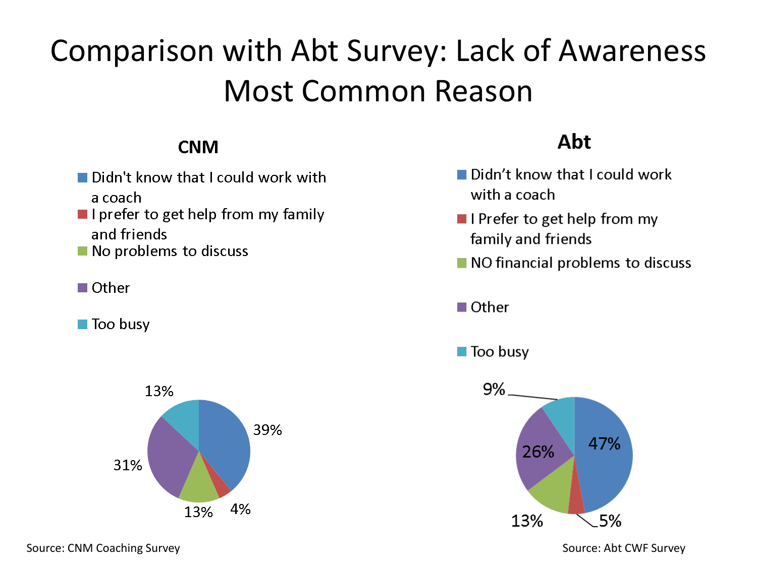# Comparison with Abt Survey: Lack of Awareness Most Common Reason

## CNM

| Reason | Percentage |
| --- | --- |
| Didn't know that I could work with a coach | 39% |
| I prefer to get help from my family and friends | 4% |
| No problems to discuss | 13% |
| Other | 31% |
| Too busy | 13% |

Source: CNM Coaching Survey

## Abt

| Reason | Percentage |
| --- | --- |
| Didn't know that I could work with a coach | 47% |
| I Prefer to get help from my family and friends | 5% |
| NO financial problems to discuss | 13% |
| Other | 26% |
| Too busy | 9% |

Source: Abt CWF Survey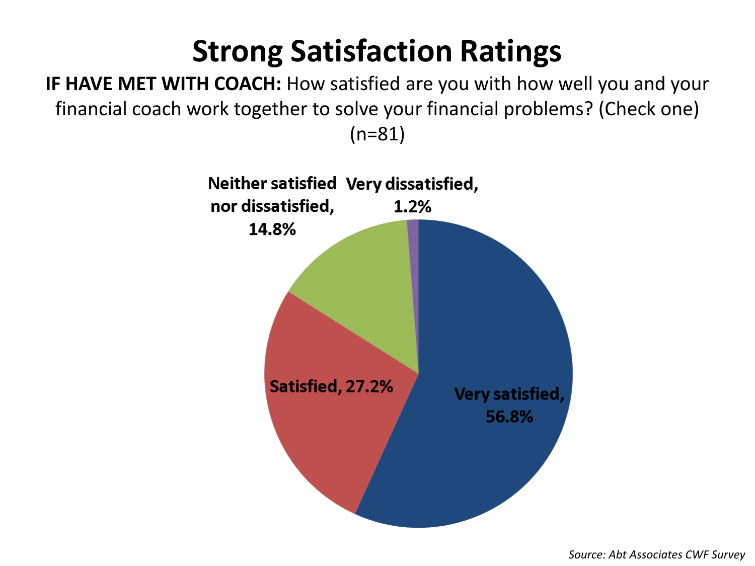# Strong Satisfaction Ratings

**IF HAVE MET WITH COACH:** How satisfied are you with how well you and your financial coach work together to solve your financial problems? (Check one) (n=81)

**Neither satisfied nor dissatisfied, 14.8%**

**Very dissatisfied, 1.2%**

**Satisfied, 27.2%**

**Very satisfied, 56.8%**

*Source: Abt Associates CWF Survey*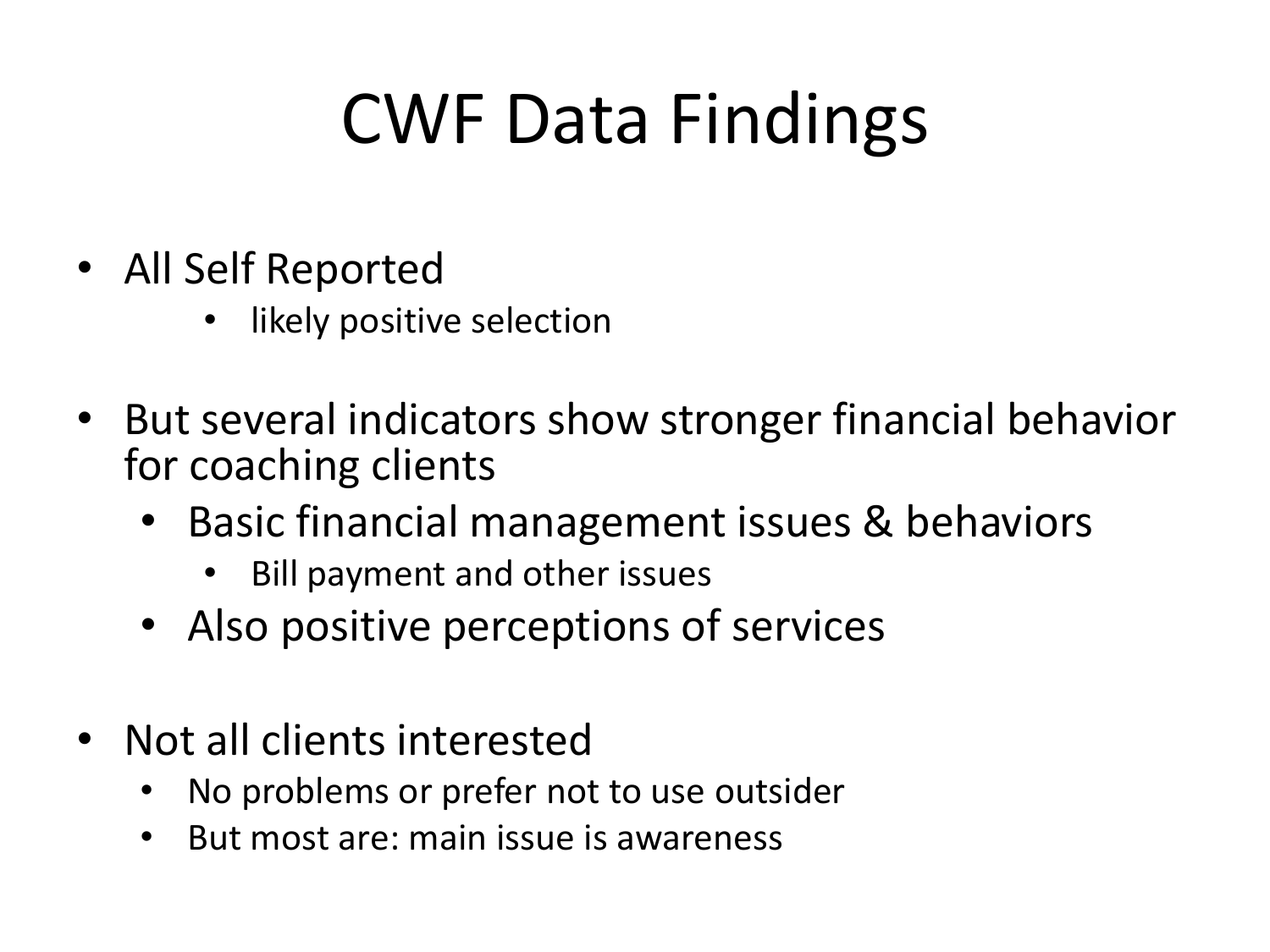# CWF Data Findings

- All Self Reported
    - likely positive selection
- But several indicators show stronger financial behavior for coaching clients
    - Basic financial management issues & behaviors
        - Bill payment and other issues
    - Also positive perceptions of services
- Not all clients interested
    - No problems or prefer not to use outsider
    - But most are: main issue is awareness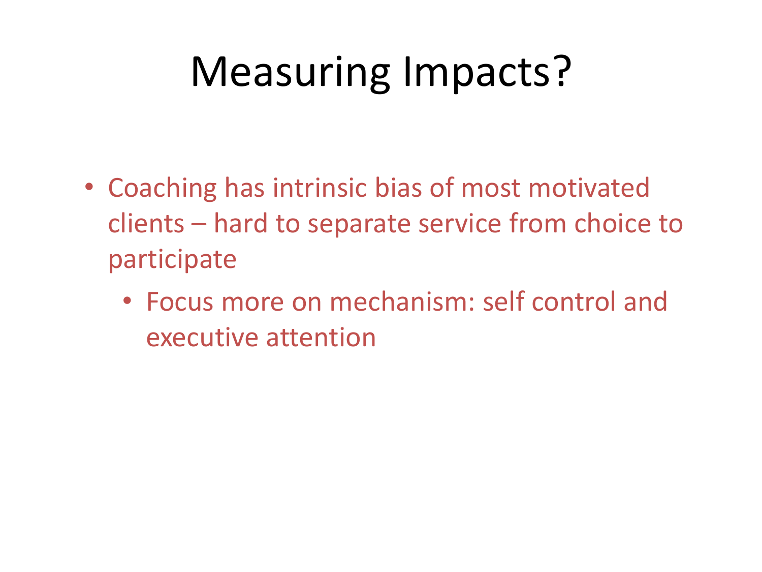# Measuring Impacts?

- Coaching has intrinsic bias of most motivated clients – hard to separate service from choice to participate
  - Focus more on mechanism: self control and executive attention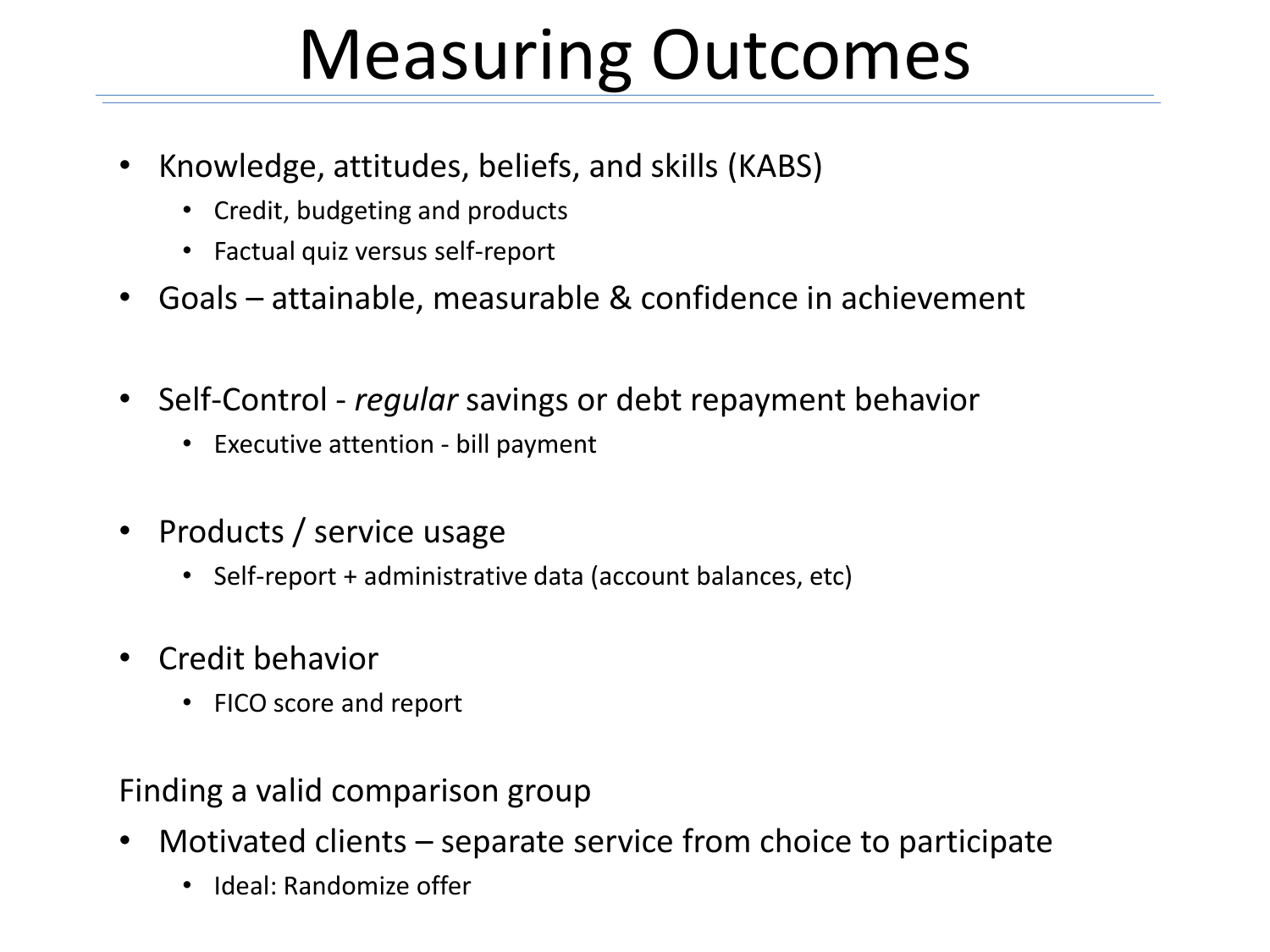# Measuring Outcomes

- Knowledge, attitudes, beliefs, and skills (KABS)
  - Credit, budgeting and products
  - Factual quiz versus self-report
- Goals – attainable, measurable & confidence in achievement
- Self-Control - *regular* savings or debt repayment behavior
  - Executive attention - bill payment
- Products / service usage
  - Self-report + administrative data (account balances, etc)
- Credit behavior
  - FICO score and report

Finding a valid comparison group

- Motivated clients – separate service from choice to participate
  - Ideal: Randomize offer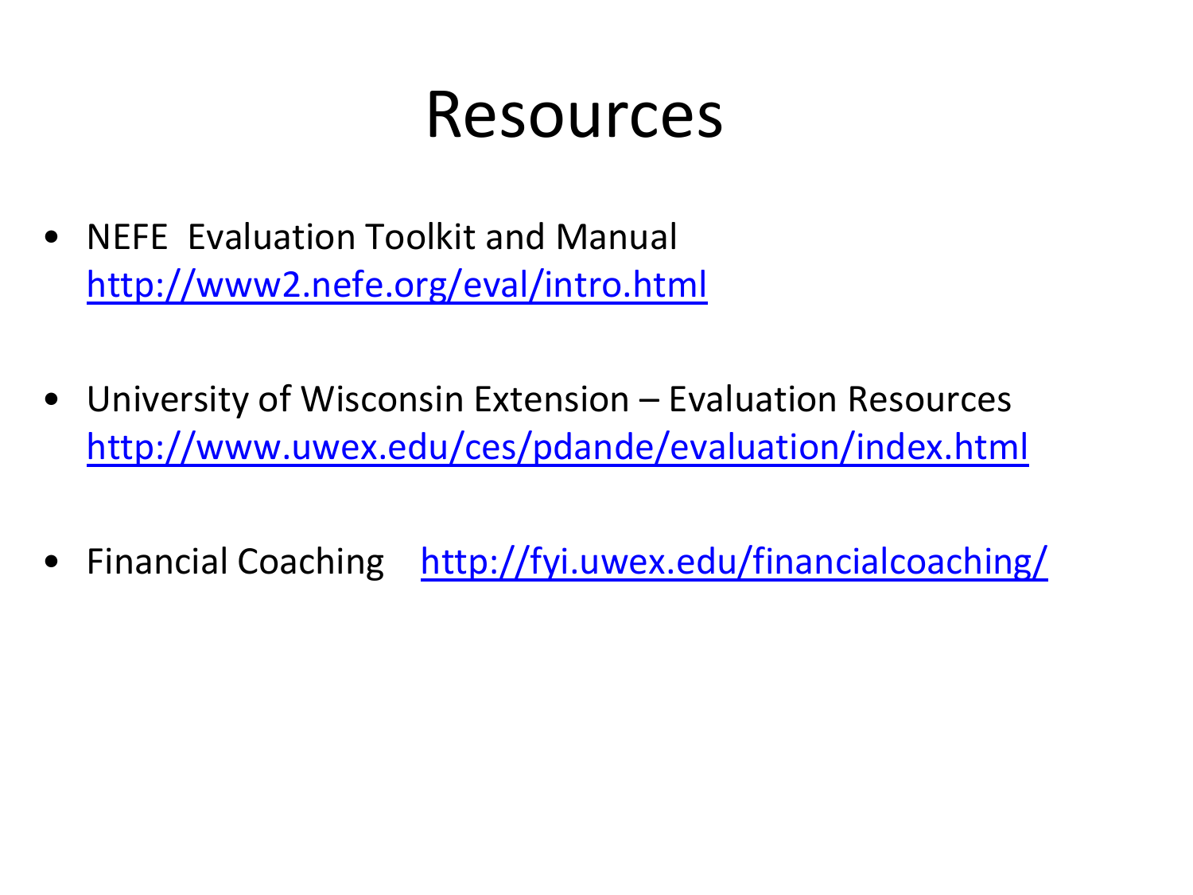# Resources

- NEFE Evaluation Toolkit and Manual
  http://www2.nefe.org/eval/intro.html

- University of Wisconsin Extension – Evaluation Resources
  http://www.uwex.edu/ces/pdande/evaluation/index.html

- Financial Coaching http://fyi.uwex.edu/financialcoaching/